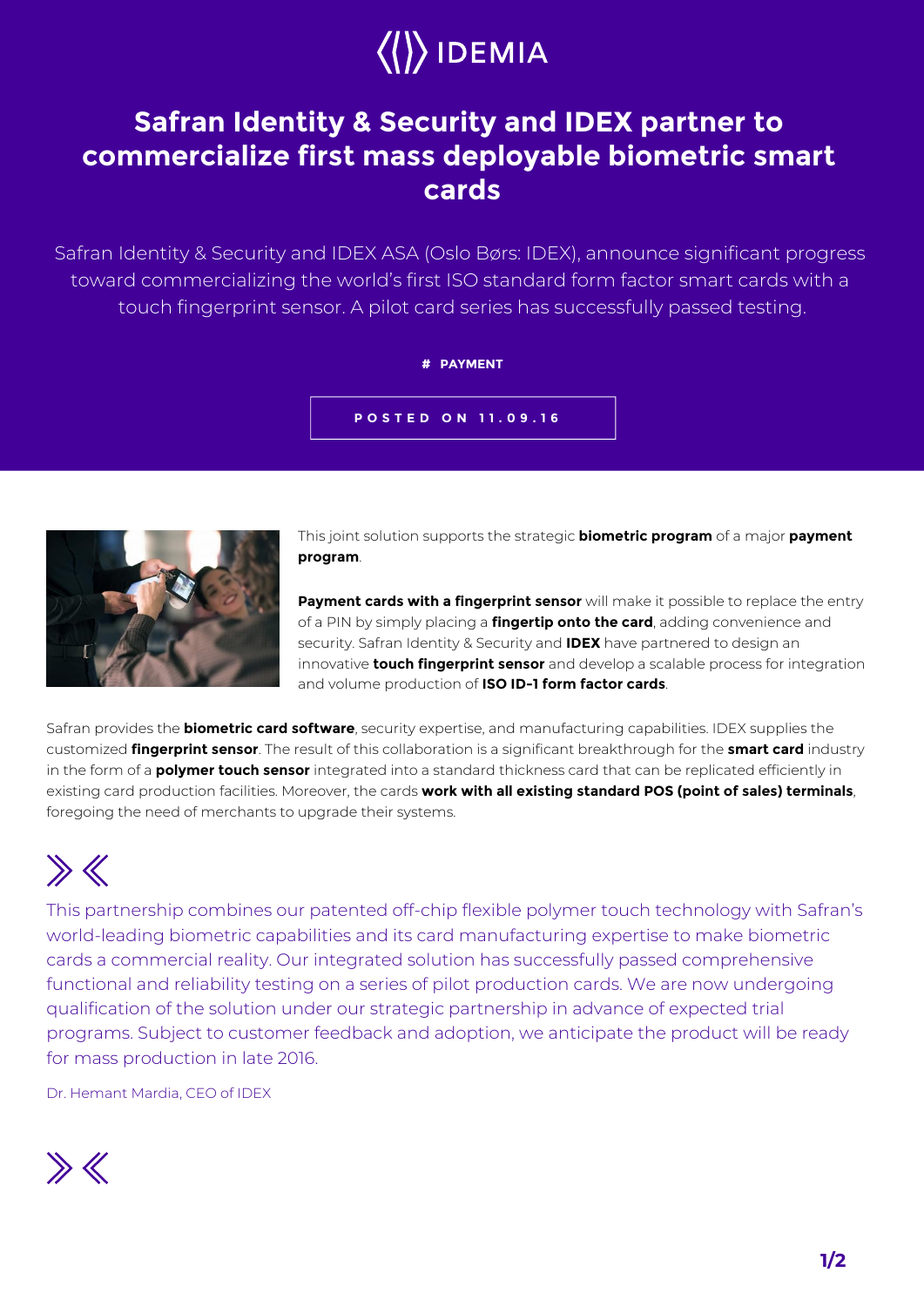IDEMIA

# Safran Identity & Security and IDEX partner to commercialize first mass deployable biometric smart cards

Safran Identity & Security and IDEX ASA (Oslo Børs: IDEX), announce significant progress toward commercializing the world's first ISO standard form factor smart cards with a touch fingerprint sensor. A pilot card series has successfully passed testing.

**# PAYMENT**

**POSTED ON 11.09.16**

This joint solution supports the strategic **biometric program** of a major **payment program**.

**Payment cards with a fingerprint sensor** will make it possible to replace the entry of a PIN by simply placing a **fingertip onto the card**, adding convenience and security. Safran Identity & Security and **IDEX** have partnered to design an innovative **touch fingerprint sensor** and develop a scalable process for integration and volume production of **ISO ID-1 form factor cards**.

Safran provides the **biometric card software**, security expertise, and manufacturing capabilities. IDEX supplies the customized **fingerprint sensor**. The result of this collaboration is a significant breakthrough for the **smart card** industry in the form of a **polymer touch sensor** integrated into a standard thickness card that can be replicated efficiently in existing card production facilities. Moreover, the cards **work with all existing standard POS (point of sales) terminals**, foregoing the need of merchants to upgrade their systems.

> This partnership combines our patented off-chip flexible polymer touch technology with Safran's world-leading biometric capabilities and its card manufacturing expertise to make biometric cards a commercial reality. Our integrated solution has successfully passed comprehensive functional and reliability testing on a series of pilot production cards. We are now undergoing qualification of the solution under our strategic partnership in advance of expected trial programs. Subject to customer feedback and adoption, we anticipate the product will be ready for mass production in late 2016.
>
> Dr. Hemant Mardia, CEO of IDEX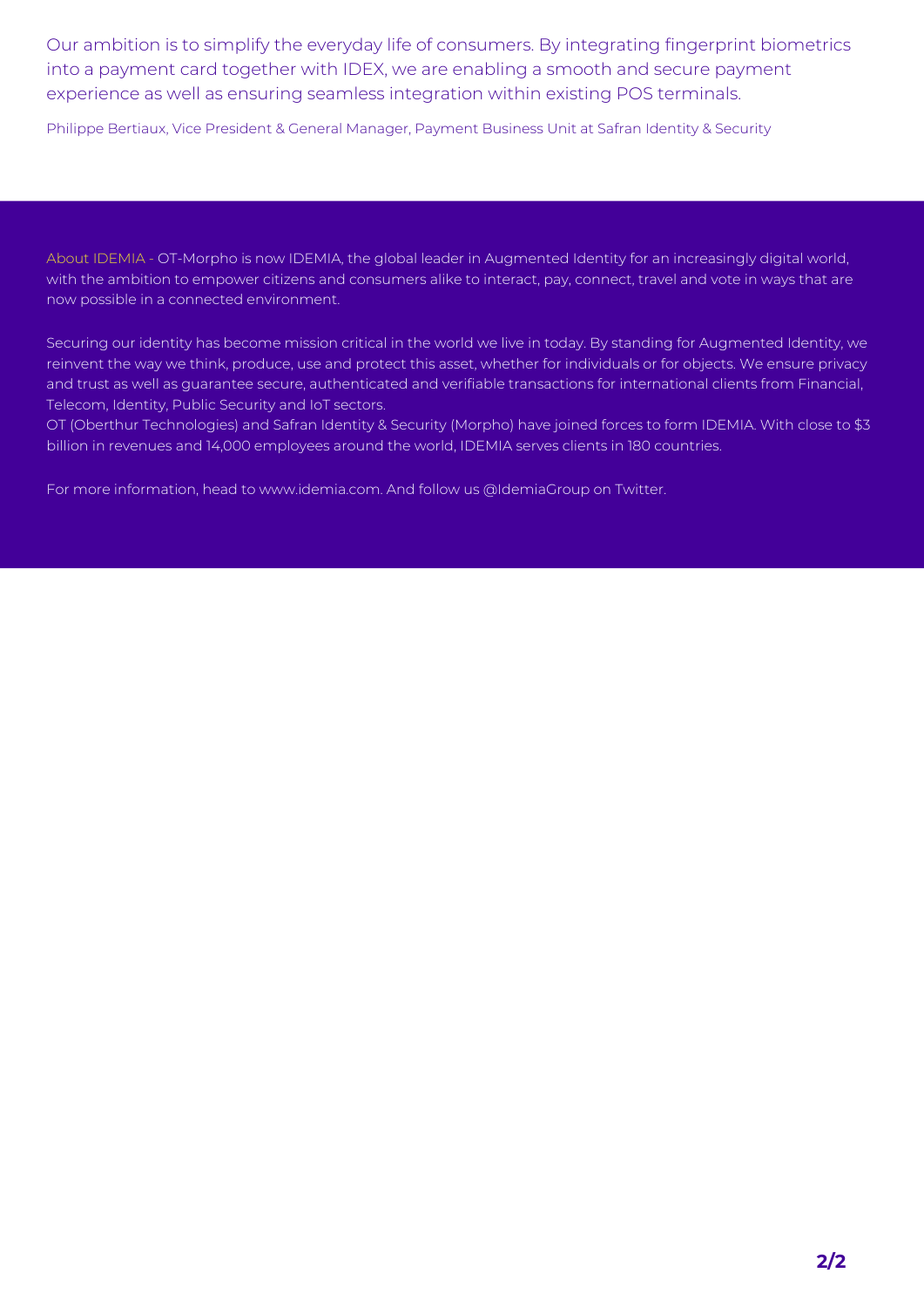Our ambition is to simplify the everyday life of consumers. By integrating fingerprint biometrics into a payment card together with IDEX, we are enabling a smooth and secure payment experience as well as ensuring seamless integration within existing POS terminals.

Philippe Bertiaux, Vice President & General Manager, Payment Business Unit at Safran Identity & Security

About IDEMIA - OT-Morpho is now IDEMIA, the global leader in Augmented Identity for an increasingly digital world, with the ambition to empower citizens and consumers alike to interact, pay, connect, travel and vote in ways that are now possible in a connected environment.

Securing our identity has become mission critical in the world we live in today. By standing for Augmented Identity, we reinvent the way we think, produce, use and protect this asset, whether for individuals or for objects. We ensure privacy and trust as well as guarantee secure, authenticated and verifiable transactions for international clients from Financial, Telecom, Identity, Public Security and IoT sectors.
OT (Oberthur Technologies) and Safran Identity & Security (Morpho) have joined forces to form IDEMIA. With close to $3 billion in revenues and 14,000 employees around the world, IDEMIA serves clients in 180 countries.

For more information, head to www.idemia.com. And follow us @IdemiaGroup on Twitter.